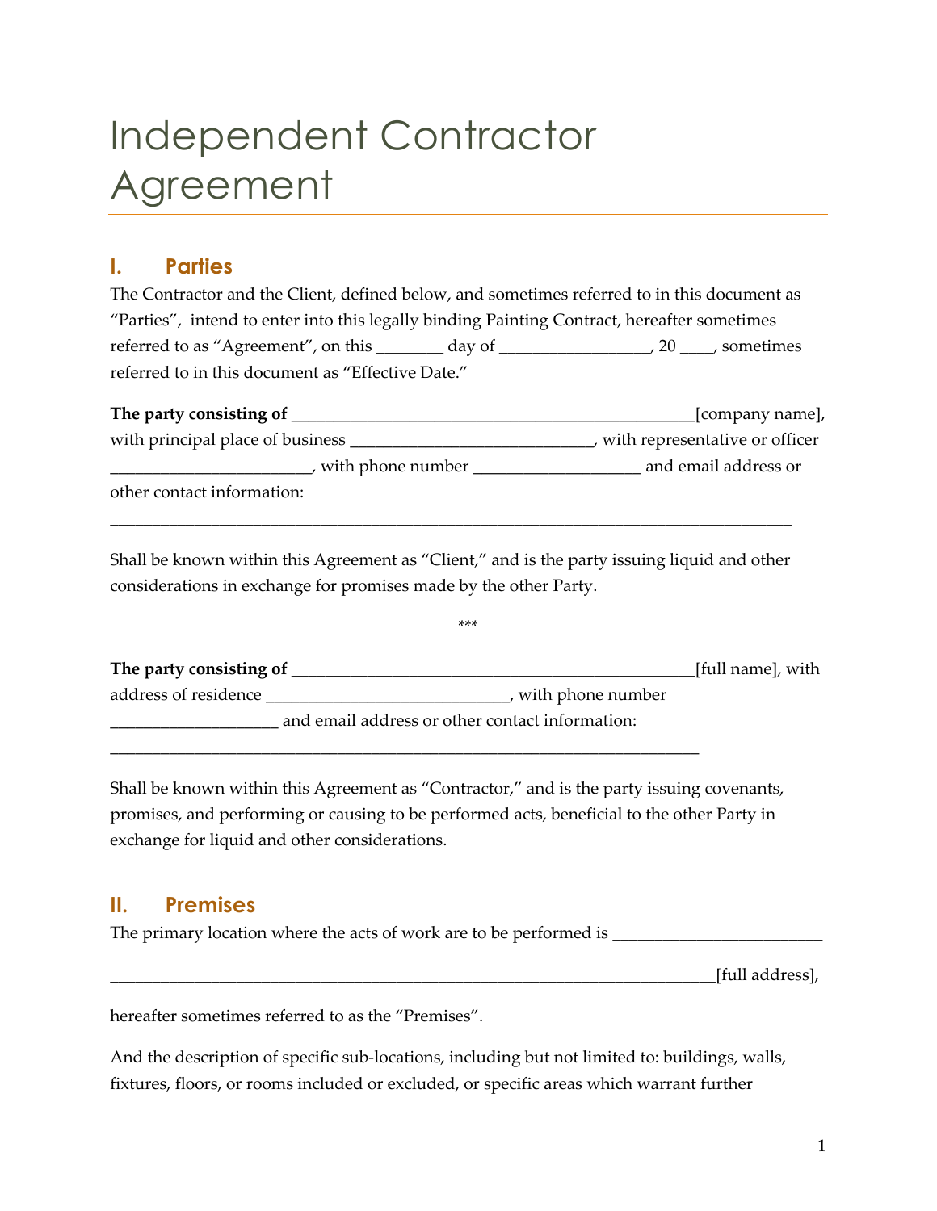# Independent Contractor Agreement

## I. Parties

The Contractor and the Client, defined below, and sometimes referred to in this document as "Parties", intend to enter into this legally binding Painting Contract, hereafter sometimes referred to as "Agreement", on this ________ day of _________________, 20 ____, sometimes referred to in this document as "Effective Date."

**The party consisting of** _______________________________________________[company name], with principal place of business ___________________________, with representative or officer ______________________, with phone number ___________________ and email address or other contact information:

_____________________________________________________________________________

Shall be known within this Agreement as "Client," and is the party issuing liquid and other considerations in exchange for promises made by the other Party.

***

**The party consisting of** _______________________________________________[full name], with address of residence ___________________________, with phone number ___________________ and email address or other contact information:

__________________________________________________________________

Shall be known within this Agreement as "Contractor," and is the party issuing covenants, promises, and performing or causing to be performed acts, beneficial to the other Party in exchange for liquid and other considerations.

## II. Premises

The primary location where the acts of work are to be performed is ________________________

_____________________________________________________________________[full address],

hereafter sometimes referred to as the "Premises".

And the description of specific sub-locations, including but not limited to: buildings, walls, fixtures, floors, or rooms included or excluded, or specific areas which warrant further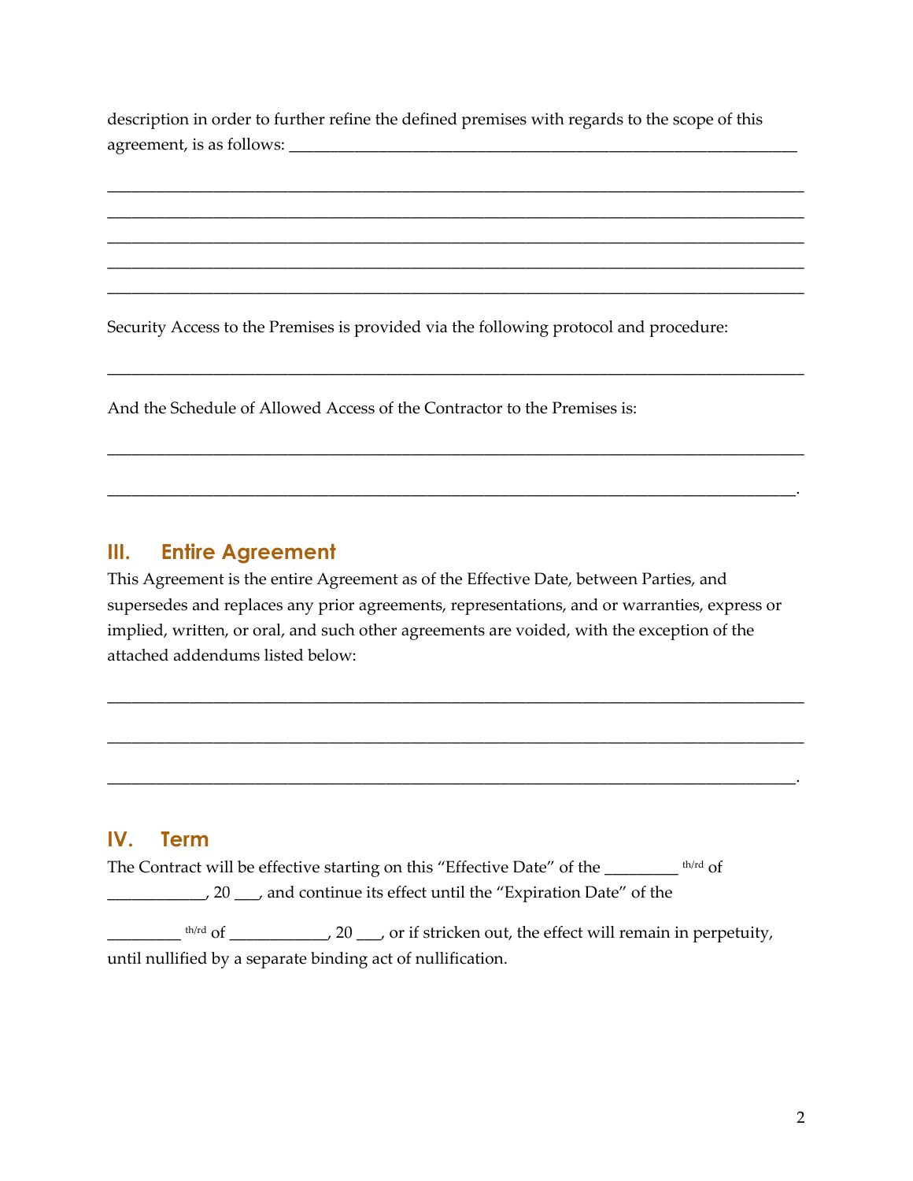description in order to further refine the defined premises with regards to the scope of this agreement, is as follows: ______________________________________________________________

________________________________________________________________________________

________________________________________________________________________________

________________________________________________________________________________

________________________________________________________________________________

________________________________________________________________________________

Security Access to the Premises is provided via the following protocol and procedure:

________________________________________________________________________________

And the Schedule of Allowed Access of the Contractor to the Premises is:

________________________________________________________________________________

_______________________________________________________________________________.

## III. Entire Agreement

This Agreement is the entire Agreement as of the Effective Date, between Parties, and supersedes and replaces any prior agreements, representations, and or warranties, express or implied, written, or oral, and such other agreements are voided, with the exception of the attached addendums listed below:

________________________________________________________________________________

________________________________________________________________________________

_______________________________________________________________________________.

## IV. Term

The Contract will be effective starting on this "Effective Date" of the ________ th/rd of ___________, 20 ___, and continue its effect until the "Expiration Date" of the ________ th/rd of ___________, 20 ___, or if stricken out, the effect will remain in perpetuity, until nullified by a separate binding act of nullification.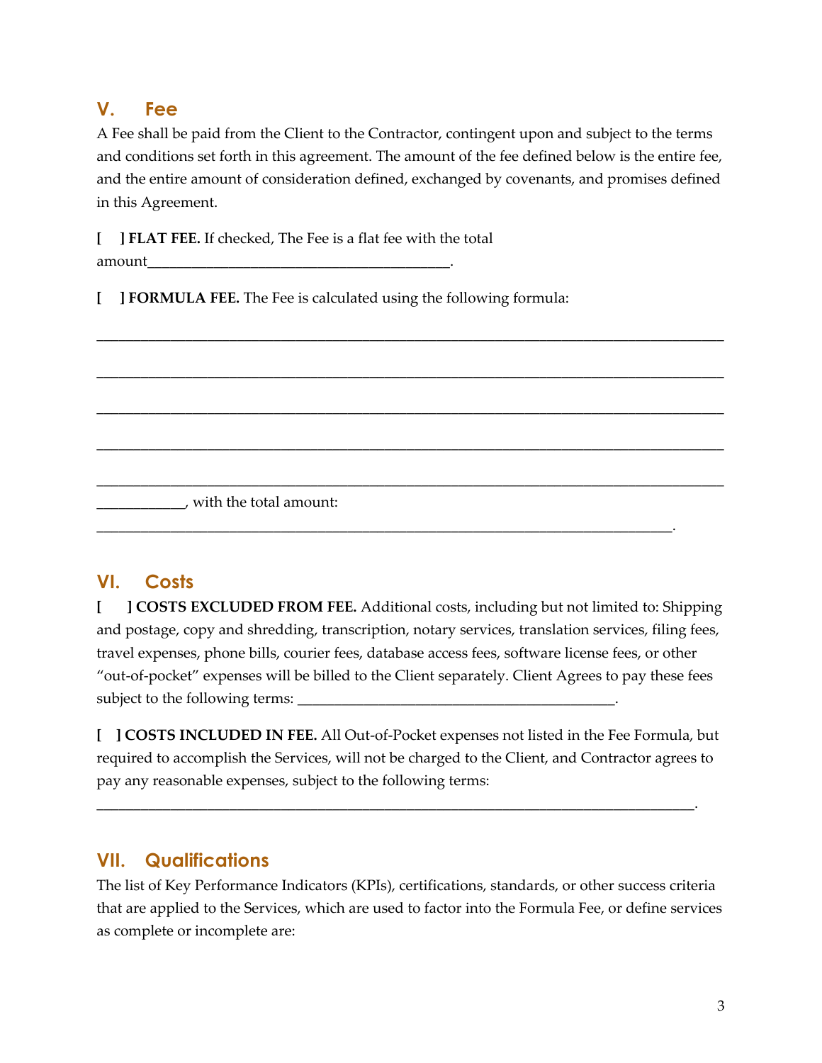## V. Fee

A Fee shall be paid from the Client to the Contractor, contingent upon and subject to the terms and conditions set forth in this agreement. The amount of the fee defined below is the entire fee, and the entire amount of consideration defined, exchanged by covenants, and promises defined in this Agreement.

**[ ] FLAT FEE.** If checked, The Fee is a flat fee with the total amount_________________________________________.

**[ ] FORMULA FEE.** The Fee is calculated using the following formula:

_____________________________________________________________________________________

_____________________________________________________________________________________

_____________________________________________________________________________________

_____________________________________________________________________________________

_____________________________________________________________________________________

____________, with the total amount: _____________________________________________________________________________.

## VI. Costs

**[ ] COSTS EXCLUDED FROM FEE.** Additional costs, including but not limited to: Shipping and postage, copy and shredding, transcription, notary services, translation services, filing fees, travel expenses, phone bills, courier fees, database access fees, software license fees, or other "out-of-pocket" expenses will be billed to the Client separately. Client Agrees to pay these fees subject to the following terms: __________________________________________.

**[ ] COSTS INCLUDED IN FEE.** All Out-of-Pocket expenses not listed in the Fee Formula, but required to accomplish the Services, will not be charged to the Client, and Contractor agrees to pay any reasonable expenses, subject to the following terms: ________________________________________________________________________________.

## VII. Qualifications

The list of Key Performance Indicators (KPIs), certifications, standards, or other success criteria that are applied to the Services, which are used to factor into the Formula Fee, or define services as complete or incomplete are: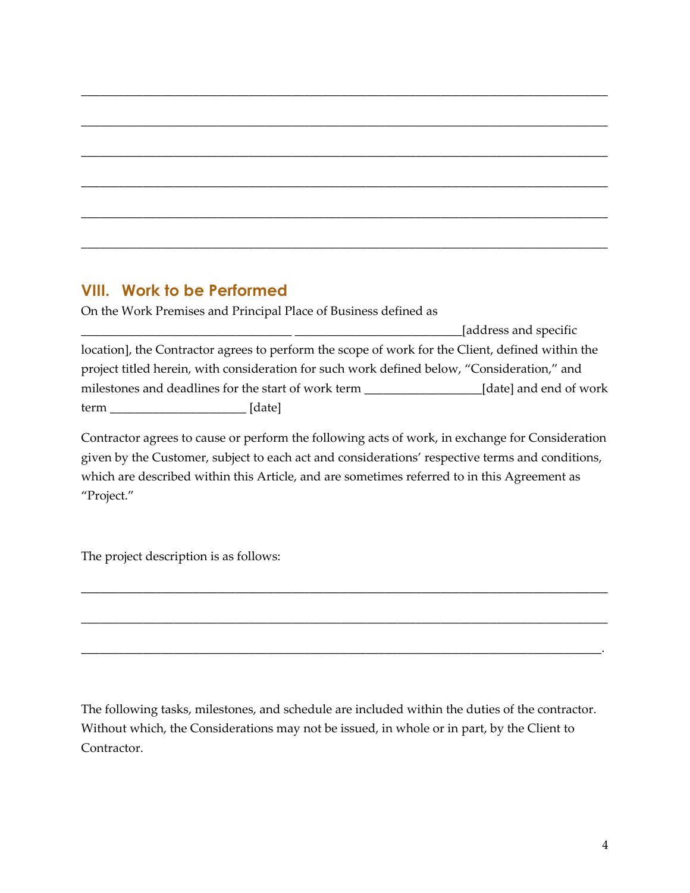______________________________________________________________________________

______________________________________________________________________________

______________________________________________________________________________

______________________________________________________________________________

______________________________________________________________________________

______________________________________________________________________________

## VIII. Work to be Performed

On the Work Premises and Principal Place of Business defined as _______________________________ ________________________[address and specific location], the Contractor agrees to perform the scope of work for the Client, defined within the project titled herein, with consideration for such work defined below, "Consideration," and milestones and deadlines for the start of work term __________________[date] and end of work term ____________________ [date]

Contractor agrees to cause or perform the following acts of work, in exchange for Consideration given by the Customer, subject to each act and considerations' respective terms and conditions, which are described within this Article, and are sometimes referred to in this Agreement as "Project."

The project description is as follows:

______________________________________________________________________________

______________________________________________________________________________

_____________________________________________________________________________.

The following tasks, milestones, and schedule are included within the duties of the contractor. Without which, the Considerations may not be issued, in whole or in part, by the Client to Contractor.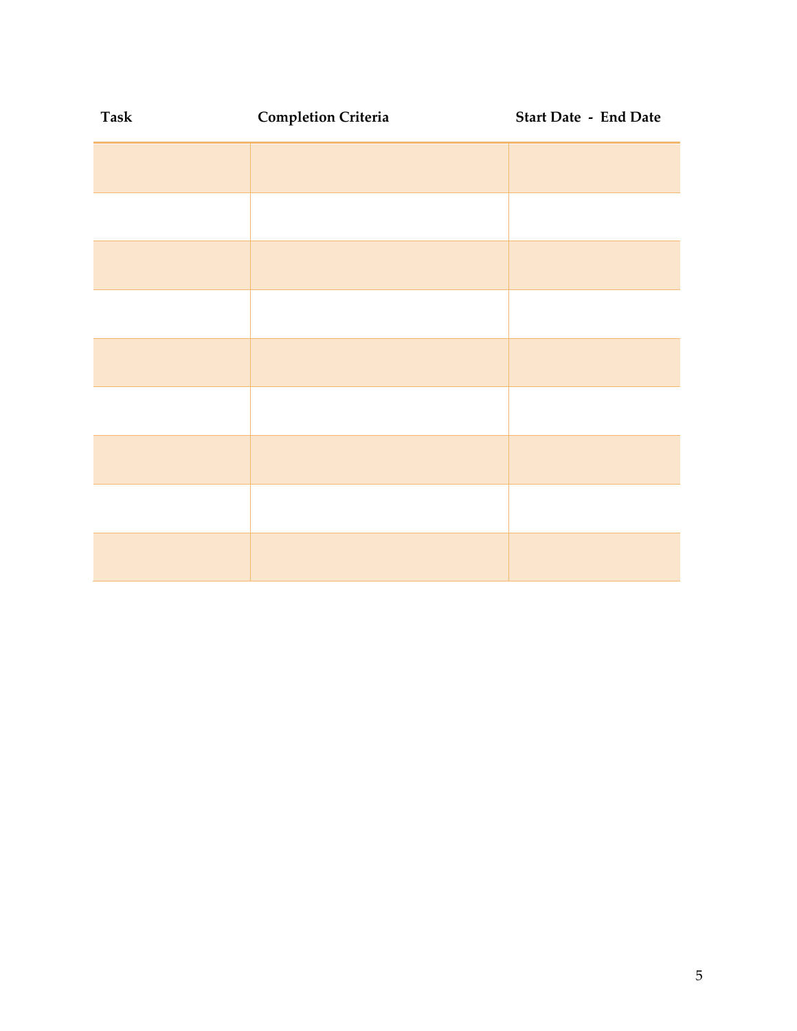| Task | Completion Criteria | Start Date - End Date |
| --- | --- | --- |
| | | |
| | | |
| | | |
| | | |
| | | |
| | | |
| | | |
| | | |
| | | |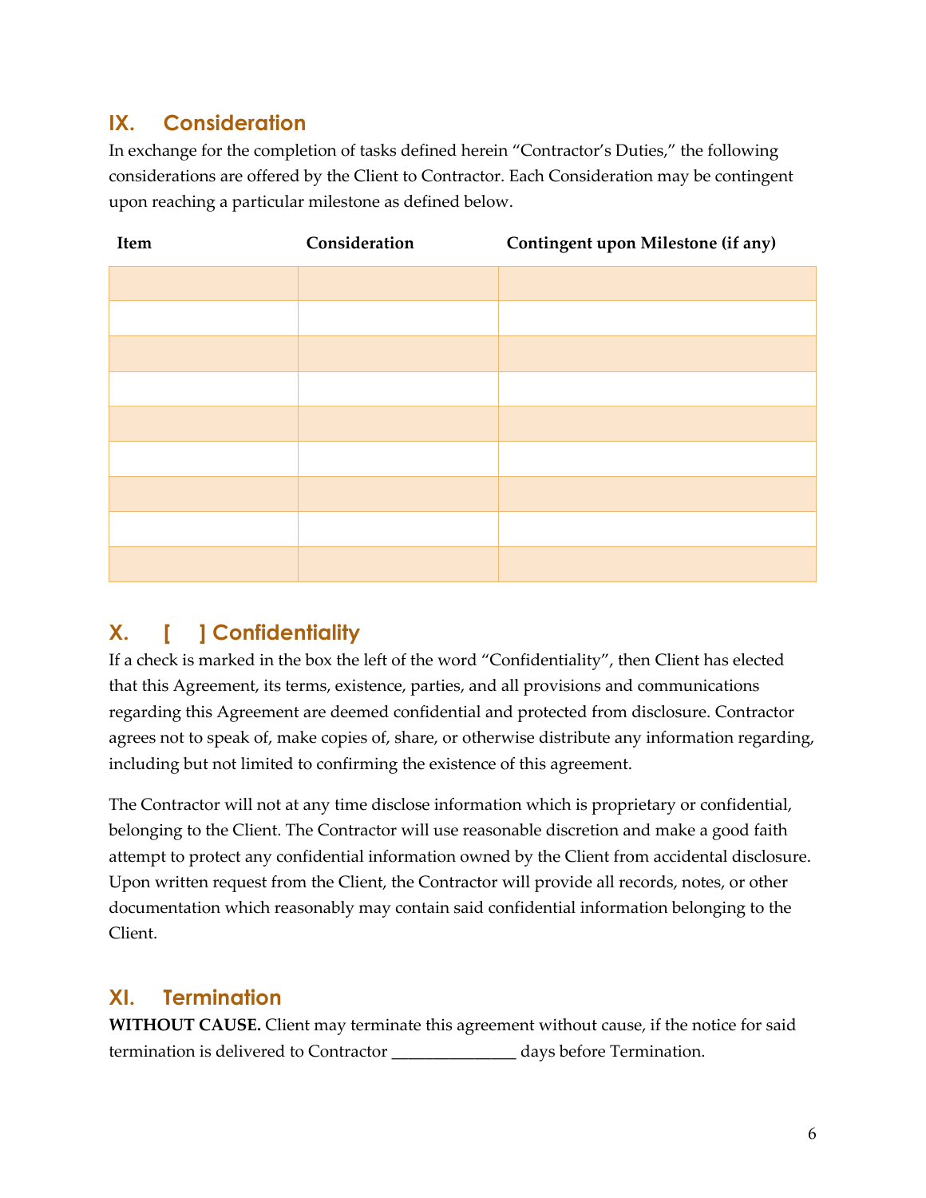## IX. Consideration

In exchange for the completion of tasks defined herein "Contractor's Duties," the following considerations are offered by the Client to Contractor. Each Consideration may be contingent upon reaching a particular milestone as defined below.

| Item | Consideration | Contingent upon Milestone (if any) |
|---|---|---|
| | | |
| | | |
| | | |
| | | |
| | | |
| | | |
| | | |
| | | |
| | | |

## X. [ ] Confidentiality

If a check is marked in the box the left of the word "Confidentiality", then Client has elected that this Agreement, its terms, existence, parties, and all provisions and communications regarding this Agreement are deemed confidential and protected from disclosure. Contractor agrees not to speak of, make copies of, share, or otherwise distribute any information regarding, including but not limited to confirming the existence of this agreement.

The Contractor will not at any time disclose information which is proprietary or confidential, belonging to the Client. The Contractor will use reasonable discretion and make a good faith attempt to protect any confidential information owned by the Client from accidental disclosure. Upon written request from the Client, the Contractor will provide all records, notes, or other documentation which reasonably may contain said confidential information belonging to the Client.

## XI. Termination

**WITHOUT CAUSE.** Client may terminate this agreement without cause, if the notice for said termination is delivered to Contractor _______________ days before Termination.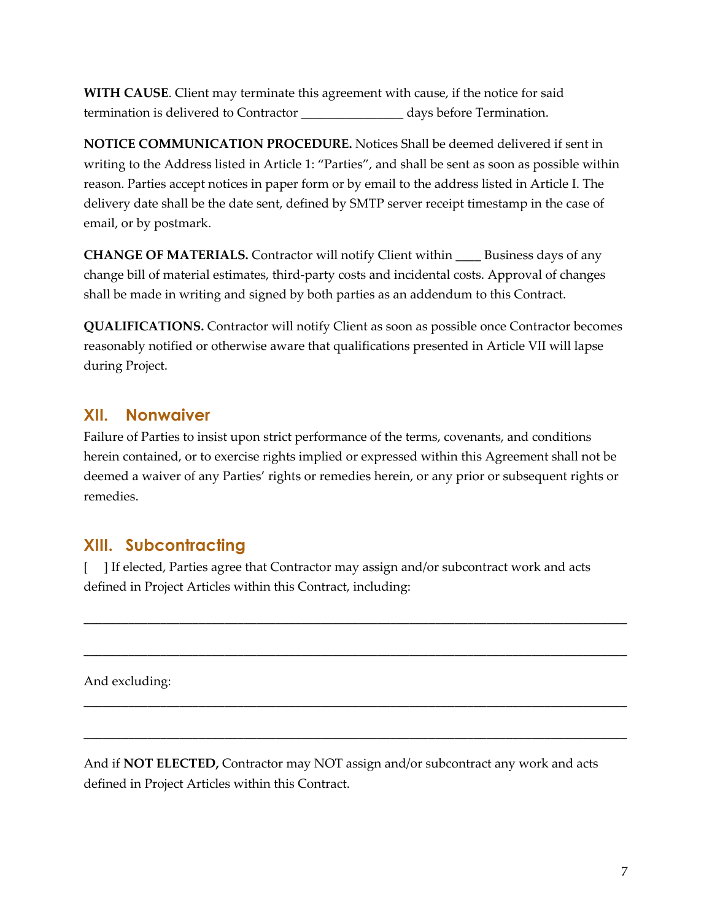**WITH CAUSE**. Client may terminate this agreement with cause, if the notice for said termination is delivered to Contractor ________________ days before Termination.

**NOTICE COMMUNICATION PROCEDURE.** Notices Shall be deemed delivered if sent in writing to the Address listed in Article 1: "Parties", and shall be sent as soon as possible within reason. Parties accept notices in paper form or by email to the address listed in Article I. The delivery date shall be the date sent, defined by SMTP server receipt timestamp in the case of email, or by postmark.

**CHANGE OF MATERIALS.** Contractor will notify Client within ____ Business days of any change bill of material estimates, third-party costs and incidental costs. Approval of changes shall be made in writing and signed by both parties as an addendum to this Contract.

**QUALIFICATIONS.** Contractor will notify Client as soon as possible once Contractor becomes reasonably notified or otherwise aware that qualifications presented in Article VII will lapse during Project.

## XII. Nonwaiver

Failure of Parties to insist upon strict performance of the terms, covenants, and conditions herein contained, or to exercise rights implied or expressed within this Agreement shall not be deemed a waiver of any Parties' rights or remedies herein, or any prior or subsequent rights or remedies.

## XIII. Subcontracting

[    ] If elected, Parties agree that Contractor may assign and/or subcontract work and acts defined in Project Articles within this Contract, including:

______________________________________________________________________________

______________________________________________________________________________

And excluding:

______________________________________________________________________________

______________________________________________________________________________

And if **NOT ELECTED,** Contractor may NOT assign and/or subcontract any work and acts defined in Project Articles within this Contract.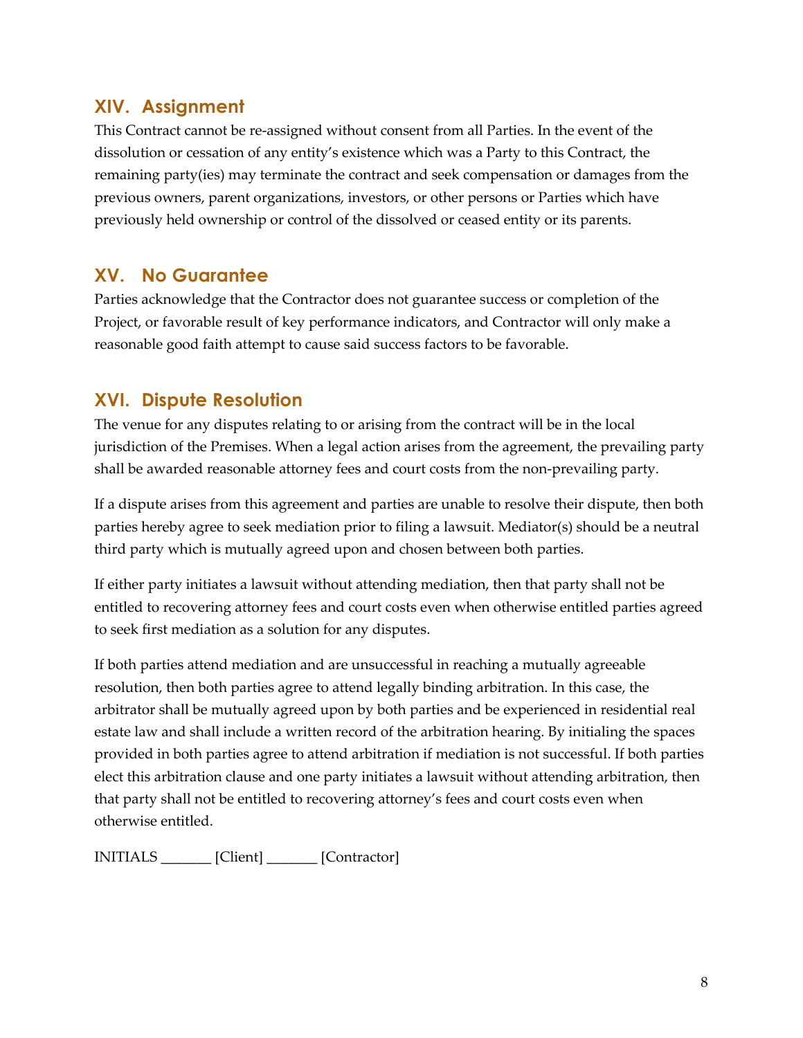## XIV. Assignment

This Contract cannot be re-assigned without consent from all Parties. In the event of the dissolution or cessation of any entity's existence which was a Party to this Contract, the remaining party(ies) may terminate the contract and seek compensation or damages from the previous owners, parent organizations, investors, or other persons or Parties which have previously held ownership or control of the dissolved or ceased entity or its parents.

## XV. No Guarantee

Parties acknowledge that the Contractor does not guarantee success or completion of the Project, or favorable result of key performance indicators, and Contractor will only make a reasonable good faith attempt to cause said success factors to be favorable.

## XVI. Dispute Resolution

The venue for any disputes relating to or arising from the contract will be in the local jurisdiction of the Premises. When a legal action arises from the agreement, the prevailing party shall be awarded reasonable attorney fees and court costs from the non-prevailing party.

If a dispute arises from this agreement and parties are unable to resolve their dispute, then both parties hereby agree to seek mediation prior to filing a lawsuit. Mediator(s) should be a neutral third party which is mutually agreed upon and chosen between both parties.

If either party initiates a lawsuit without attending mediation, then that party shall not be entitled to recovering attorney fees and court costs even when otherwise entitled parties agreed to seek first mediation as a solution for any disputes.

If both parties attend mediation and are unsuccessful in reaching a mutually agreeable resolution, then both parties agree to attend legally binding arbitration. In this case, the arbitrator shall be mutually agreed upon by both parties and be experienced in residential real estate law and shall include a written record of the arbitration hearing. By initialing the spaces provided in both parties agree to attend arbitration if mediation is not successful. If both parties elect this arbitration clause and one party initiates a lawsuit without attending arbitration, then that party shall not be entitled to recovering attorney's fees and court costs even when otherwise entitled.

INITIALS _______ [Client] _______ [Contractor]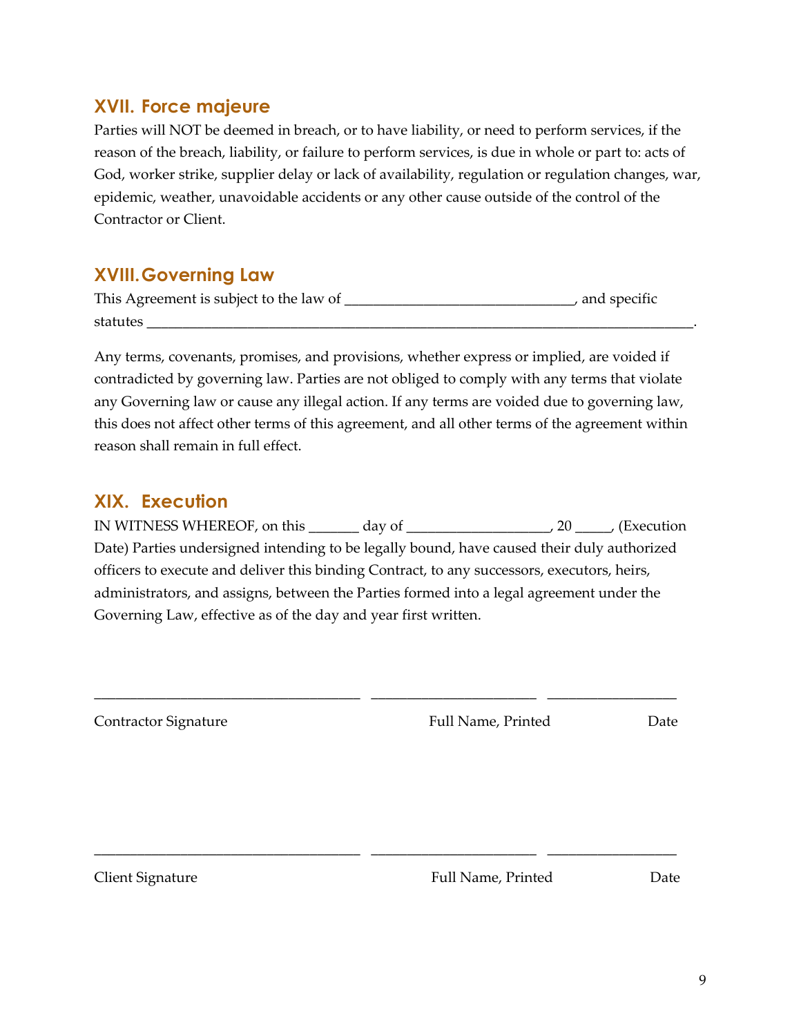## XVII. Force majeure

Parties will NOT be deemed in breach, or to have liability, or need to perform services, if the reason of the breach, liability, or failure to perform services, is due in whole or part to: acts of God, worker strike, supplier delay or lack of availability, regulation or regulation changes, war, epidemic, weather, unavoidable accidents or any other cause outside of the control of the Contractor or Client.

## XVIII. Governing Law

This Agreement is subject to the law of ______________________________, and specific statutes ______________________________________________________________________.

Any terms, covenants, promises, and provisions, whether express or implied, are voided if contradicted by governing law. Parties are not obliged to comply with any terms that violate any Governing law or cause any illegal action. If any terms are voided due to governing law, this does not affect other terms of this agreement, and all other terms of the agreement within reason shall remain in full effect.

## XIX. Execution

IN WITNESS WHEREOF, on this _______ day of ___________________, 20 _____, (Execution Date) Parties undersigned intending to be legally bound, have caused their duly authorized officers to execute and deliver this binding Contract, to any successors, executors, heirs, administrators, and assigns, between the Parties formed into a legal agreement under the Governing Law, effective as of the day and year first written.

___________________________________ ______________________ _________________

Contractor Signature Full Name, Printed Date

___________________________________ ______________________ _________________

Client Signature Full Name, Printed Date